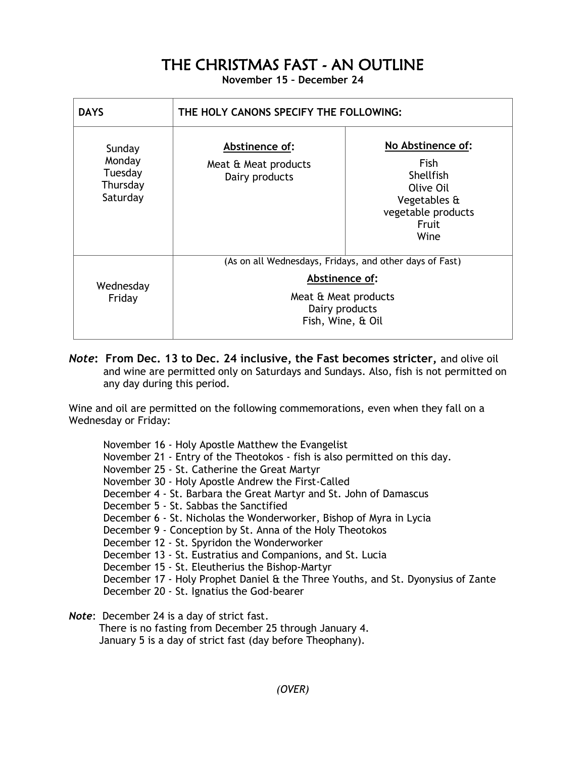# THE CHRISTMAS FAST - AN OUTLINE

**November 15 – December 24**

| DAYS | THE HOLY CANONS SPECIFY THE FOLLOWING: | |
|---|---|---|
| Sunday<br>Monday<br>Tuesday<br>Thursday<br>Saturday | **Abstinence of:**<br>Meat & Meat products<br>Dairy products | **No Abstinence of:**<br>Fish<br>Shellfish<br>Olive Oil<br>Vegetables & vegetable products<br>Fruit<br>Wine |
| Wednesday<br>Friday | (As on all Wednesdays, Fridays, and other days of Fast)<br>**Abstinence of:**<br>Meat & Meat products<br>Dairy products<br>Fish, Wine, & Oil | |

***Note*****: From Dec. 13 to Dec. 24 inclusive, the Fast becomes stricter,** and olive oil and wine are permitted only on Saturdays and Sundays. Also, fish is not permitted on any day during this period.

Wine and oil are permitted on the following commemorations, even when they fall on a Wednesday or Friday:

- November 16 - Holy Apostle Matthew the Evangelist
- November 21 - Entry of the Theotokos - fish is also permitted on this day.
- November 25 - St. Catherine the Great Martyr
- November 30 - Holy Apostle Andrew the First-Called
- December 4 - St. Barbara the Great Martyr and St. John of Damascus
- December 5 - St. Sabbas the Sanctified
- December 6 - St. Nicholas the Wonderworker, Bishop of Myra in Lycia
- December 9 - Conception by St. Anna of the Holy Theotokos
- December 12 - St. Spyridon the Wonderworker
- December 13 - St. Eustratius and Companions, and St. Lucia
- December 15 - St. Eleutherius the Bishop-Martyr
- December 17 - Holy Prophet Daniel & the Three Youths, and St. Dyonysius of Zante
- December 20 - St. Ignatius the God-bearer

***Note***: December 24 is a day of strict fast.
There is no fasting from December 25 through January 4.
January 5 is a day of strict fast (day before Theophany).

*(OVER)*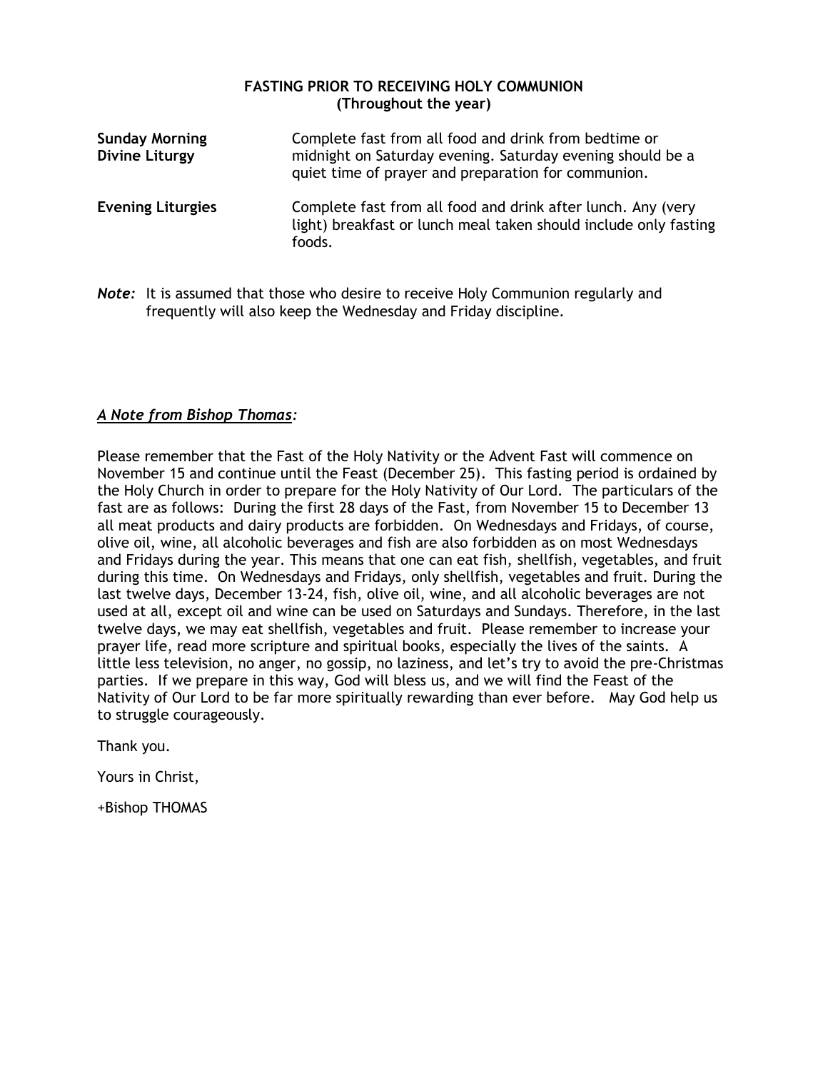## FASTING PRIOR TO RECEIVING HOLY COMMUNION
### (Throughout the year)

| | |
|---|---|
| **Sunday Morning Divine Liturgy** | Complete fast from all food and drink from bedtime or midnight on Saturday evening. Saturday evening should be a quiet time of prayer and preparation for communion. |
| **Evening Liturgies** | Complete fast from all food and drink after lunch. Any (very light) breakfast or lunch meal taken should include only fasting foods. |

***Note:*** It is assumed that those who desire to receive Holy Communion regularly and frequently will also keep the Wednesday and Friday discipline.

***A Note from Bishop Thomas:***

Please remember that the Fast of the Holy Nativity or the Advent Fast will commence on November 15 and continue until the Feast (December 25). This fasting period is ordained by the Holy Church in order to prepare for the Holy Nativity of Our Lord. The particulars of the fast are as follows: During the first 28 days of the Fast, from November 15 to December 13 all meat products and dairy products are forbidden. On Wednesdays and Fridays, of course, olive oil, wine, all alcoholic beverages and fish are also forbidden as on most Wednesdays and Fridays during the year. This means that one can eat fish, shellfish, vegetables, and fruit during this time. On Wednesdays and Fridays, only shellfish, vegetables and fruit. During the last twelve days, December 13-24, fish, olive oil, wine, and all alcoholic beverages are not used at all, except oil and wine can be used on Saturdays and Sundays. Therefore, in the last twelve days, we may eat shellfish, vegetables and fruit. Please remember to increase your prayer life, read more scripture and spiritual books, especially the lives of the saints. A little less television, no anger, no gossip, no laziness, and let's try to avoid the pre-Christmas parties. If we prepare in this way, God will bless us, and we will find the Feast of the Nativity of Our Lord to be far more spiritually rewarding than ever before. May God help us to struggle courageously.

Thank you.

Yours in Christ,

+Bishop THOMAS